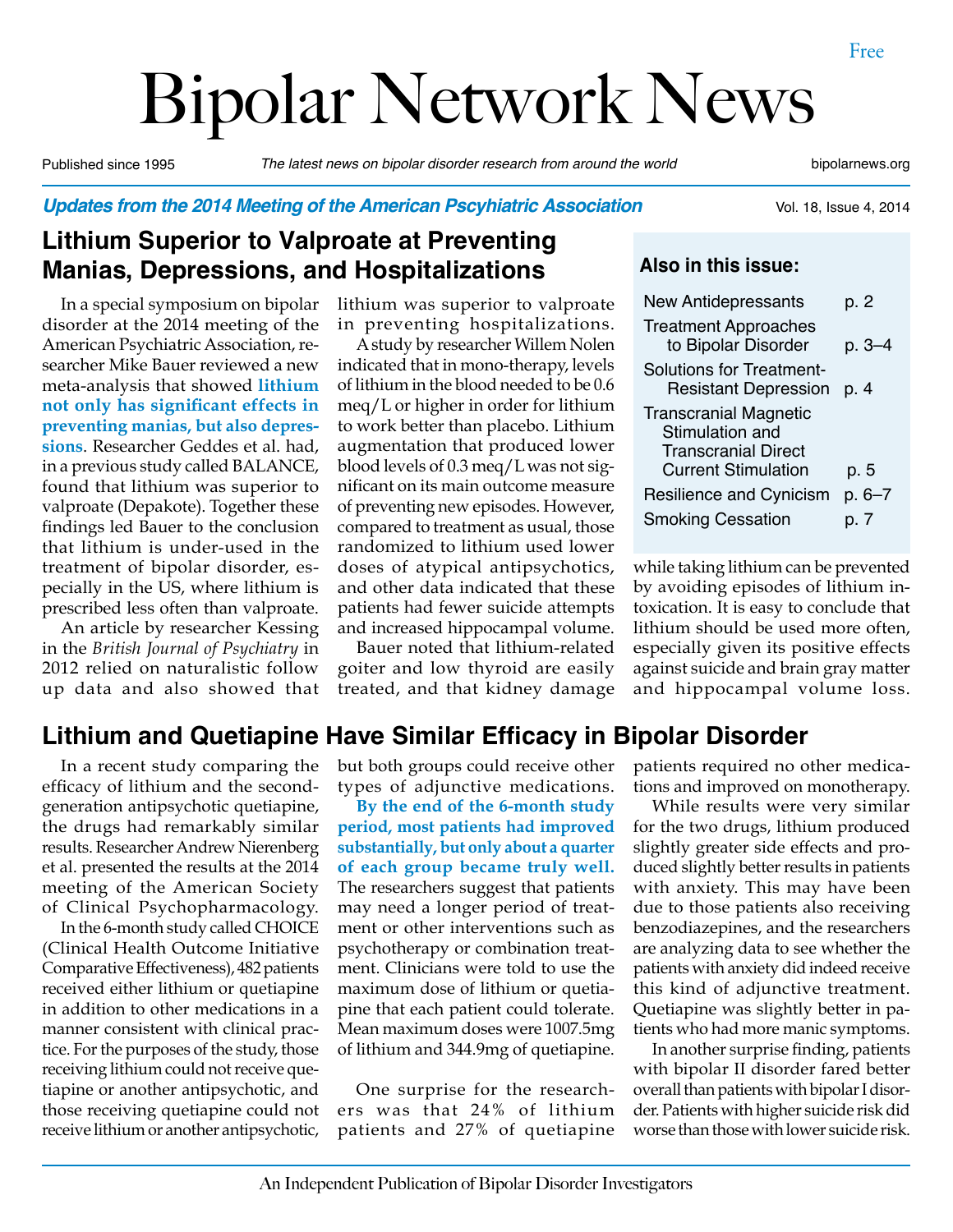Free

# Bipolar Network News

Published since 1995 | *The latest news on bipolar disorder research from around the world* | bipolarnews.org

***Updates from the 2014 Meeting of the American Pscyhiatric Association***

## Lithium Superior to Valproate at Preventing Manias, Depressions, and Hospitalizations

In a special symposium on bipolar disorder at the 2014 meeting of the American Psychiatric Association, researcher Mike Bauer reviewed a new meta-analysis that showed **lithium not only has significant effects in preventing manias, but also depressions**. Researcher Geddes et al. had, in a previous study called BALANCE, found that lithium was superior to valproate (Depakote). Together these findings led Bauer to the conclusion that lithium is under-used in the treatment of bipolar disorder, especially in the US, where lithium is prescribed less often than valproate.

An article by researcher Kessing in the *British Journal of Psychiatry* in 2012 relied on naturalistic follow up data and also showed that lithium was superior to valproate in preventing hospitalizations.

A study by researcher Willem Nolen indicated that in mono-therapy, levels of lithium in the blood needed to be 0.6 meq/L or higher in order for lithium to work better than placebo. Lithium augmentation that produced lower blood levels of 0.3 meq/L was not significant on its main outcome measure of preventing new episodes. However, compared to treatment as usual, those randomized to lithium used lower doses of atypical antipsychotics, and other data indicated that these patients had fewer suicide attempts and increased hippocampal volume.

Bauer noted that lithium-related goiter and low thyroid are easily treated, and that kidney damage while taking lithium can be prevented by avoiding episodes of lithium intoxication. It is easy to conclude that lithium should be used more often, especially given its positive effects against suicide and brain gray matter and hippocampal volume loss.

**Also in this issue:**

| | |
|---|---|
| New Antidepressants | p. 2 |
| Treatment Approaches to Bipolar Disorder | p. 3–4 |
| Solutions for Treatment-Resistant Depression | p. 4 |
| Transcranial Magnetic Stimulation and Transcranial Direct Current Stimulation | p. 5 |
| Resilience and Cynicism | p. 6–7 |
| Smoking Cessation | p. 7 |

## Lithium and Quetiapine Have Similar Efficacy in Bipolar Disorder

In a recent study comparing the efficacy of lithium and the second-generation antipsychotic quetiapine, the drugs had remarkably similar results. Researcher Andrew Nierenberg et al. presented the results at the 2014 meeting of the American Society of Clinical Psychopharmacology.

In the 6-month study called CHOICE (Clinical Health Outcome Initiative Comparative Effectiveness), 482 patients received either lithium or quetiapine in addition to other medications in a manner consistent with clinical practice. For the purposes of the study, those receiving lithium could not receive quetiapine or another antipsychotic, and those receiving quetiapine could not receive lithium or another antipsychotic, but both groups could receive other types of adjunctive medications.

**By the end of the 6-month study period, most patients had improved substantially, but only about a quarter of each group became truly well.** The researchers suggest that patients may need a longer period of treatment or other interventions such as psychotherapy or combination treatment. Clinicians were told to use the maximum dose of lithium or quetiapine that each patient could tolerate. Mean maximum doses were 1007.5mg of lithium and 344.9mg of quetiapine.

One surprise for the researchers was that 24% of lithium patients and 27% of quetiapine patients required no other medications and improved on monotherapy.

While results were very similar for the two drugs, lithium produced slightly greater side effects and produced slightly better results in patients with anxiety. This may have been due to those patients also receiving benzodiazepines, and the researchers are analyzing data to see whether the patients with anxiety did indeed receive this kind of adjunctive treatment. Quetiapine was slightly better in patients who had more manic symptoms.

In another surprise finding, patients with bipolar II disorder fared better overall than patients with bipolar I disorder. Patients with higher suicide risk did worse than those with lower suicide risk.

An Independent Publication of Bipolar Disorder Investigators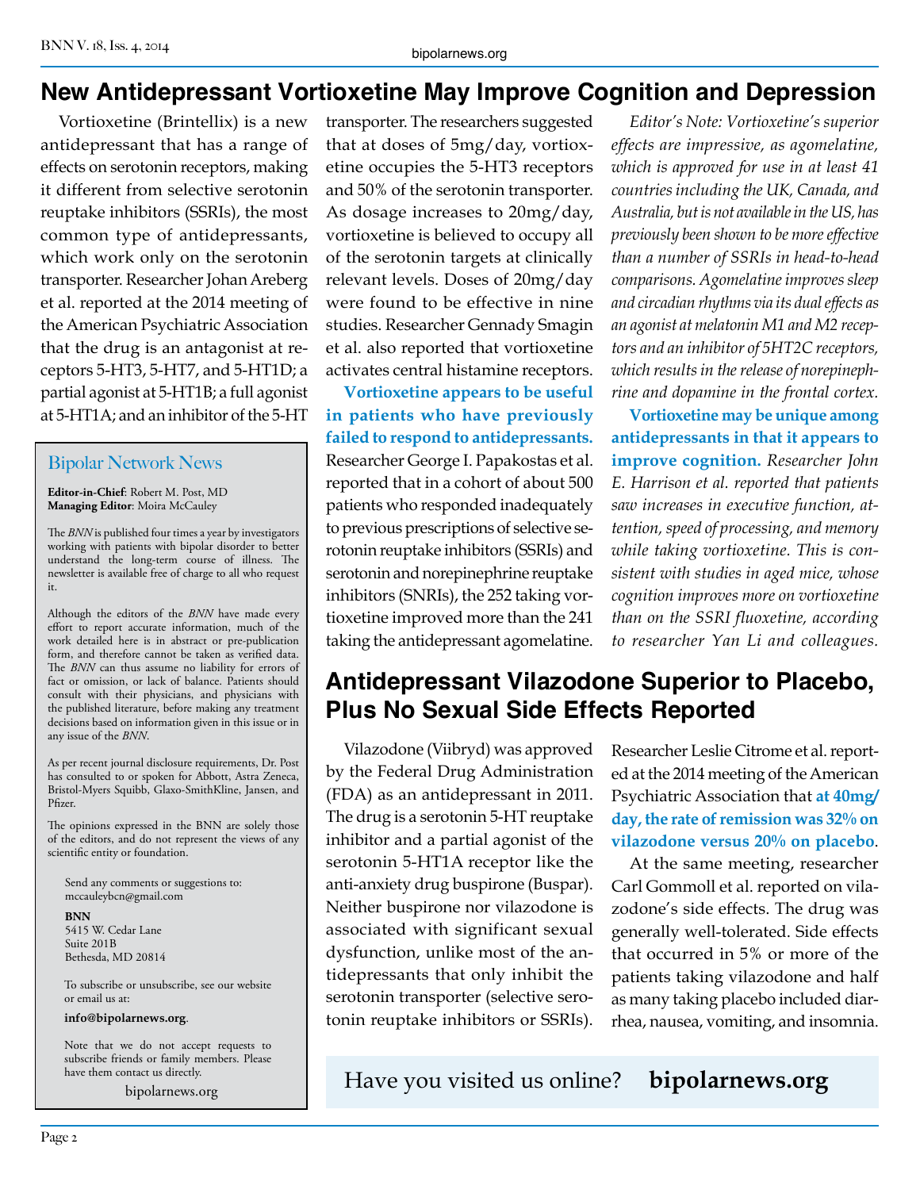# New Antidepressant Vortioxetine May Improve Cognition and Depression

Vortioxetine (Brintellix) is a new antidepressant that has a range of effects on serotonin receptors, making it different from selective serotonin reuptake inhibitors (SSRIs), the most common type of antidepressants, which work only on the serotonin transporter. Researcher Johan Areberg et al. reported at the 2014 meeting of the American Psychiatric Association that the drug is an antagonist at receptors 5-HT3, 5-HT7, and 5-HT1D; a partial agonist at 5-HT1B; a full agonist at 5-HT1A; and an inhibitor of the 5-HT transporter. The researchers suggested that at doses of 5mg/day, vortioxetine occupies the 5-HT3 receptors and 50% of the serotonin transporter. As dosage increases to 20mg/day, vortioxetine is believed to occupy all of the serotonin targets at clinically relevant levels. Doses of 20mg/day were found to be effective in nine studies. Researcher Gennady Smagin et al. also reported that vortioxetine activates central histamine receptors.

**Vortioxetine appears to be useful in patients who have previously failed to respond to antidepressants.** Researcher George I. Papakostas et al. reported that in a cohort of about 500 patients who responded inadequately to previous prescriptions of selective serotonin reuptake inhibitors (SSRIs) and serotonin and norepinephrine reuptake inhibitors (SNRIs), the 252 taking vortioxetine improved more than the 241 taking the antidepressant agomelatine.

*Editor's Note: Vortioxetine's superior effects are impressive, as agomelatine, which is approved for use in at least 41 countries including the UK, Canada, and Australia, but is not available in the US, has previously been shown to be more effective than a number of SSRIs in head-to-head comparisons. Agomelatine improves sleep and circadian rhythms via its dual effects as an agonist at melatonin M1 and M2 receptors and an inhibitor of 5HT2C receptors, which results in the release of norepinephrine and dopamine in the frontal cortex.*

**Vortioxetine may be unique among antidepressants in that it appears to improve cognition.** *Researcher John E. Harrison et al. reported that patients saw increases in executive function, attention, speed of processing, and memory while taking vortioxetine. This is consistent with studies in aged mice, whose cognition improves more on vortioxetine than on the SSRI fluoxetine, according to researcher Yan Li and colleagues.*

## Bipolar Network News

**Editor-in-Chief**: Robert M. Post, MD
**Managing Editor**: Moira McCauley

The *BNN* is published four times a year by investigators working with patients with bipolar disorder to better understand the long-term course of illness. The newsletter is available free of charge to all who request it.

Although the editors of the *BNN* have made every effort to report accurate information, much of the work detailed here is in abstract or pre-publication form, and therefore cannot be taken as verified data. The *BNN* can thus assume no liability for errors of fact or omission, or lack of balance. Patients should consult with their physicians, and physicians with the published literature, before making any treatment decisions based on information given in this issue or in any issue of the *BNN*.

As per recent journal disclosure requirements, Dr. Post has consulted to or spoken for Abbott, Astra Zeneca, Bristol-Myers Squibb, Glaxo-SmithKline, Jansen, and Pfizer.

The opinions expressed in the BNN are solely those of the editors, and do not represent the views of any scientific entity or foundation.

Send any comments or suggestions to:
mccauleybcn@gmail.com

**BNN**
5415 W. Cedar Lane
Suite 201B
Bethesda, MD 20814

To subscribe or unsubscribe, see our website or email us at:

**info@bipolarnews.org**.

Note that we do not accept requests to subscribe friends or family members. Please have them contact us directly.

bipolarnews.org

# Antidepressant Vilazodone Superior to Placebo, Plus No Sexual Side Effects Reported

Vilazodone (Viibryd) was approved by the Federal Drug Administration (FDA) as an antidepressant in 2011. The drug is a serotonin 5-HT reuptake inhibitor and a partial agonist of the serotonin 5-HT1A receptor like the anti-anxiety drug buspirone (Buspar). Neither buspirone nor vilazodone is associated with significant sexual dysfunction, unlike most of the antidepressants that only inhibit the serotonin transporter (selective serotonin reuptake inhibitors or SSRIs). Researcher Leslie Citrome et al. reported at the 2014 meeting of the American Psychiatric Association that **at 40mg/day, the rate of remission was 32% on vilazodone versus 20% on placebo**.

At the same meeting, researcher Carl Gommoll et al. reported on vilazodone's side effects. The drug was generally well-tolerated. Side effects that occurred in 5% or more of the patients taking vilazodone and half as many taking placebo included diarrhea, nausea, vomiting, and insomnia.

Have you visited us online? **bipolarnews.org**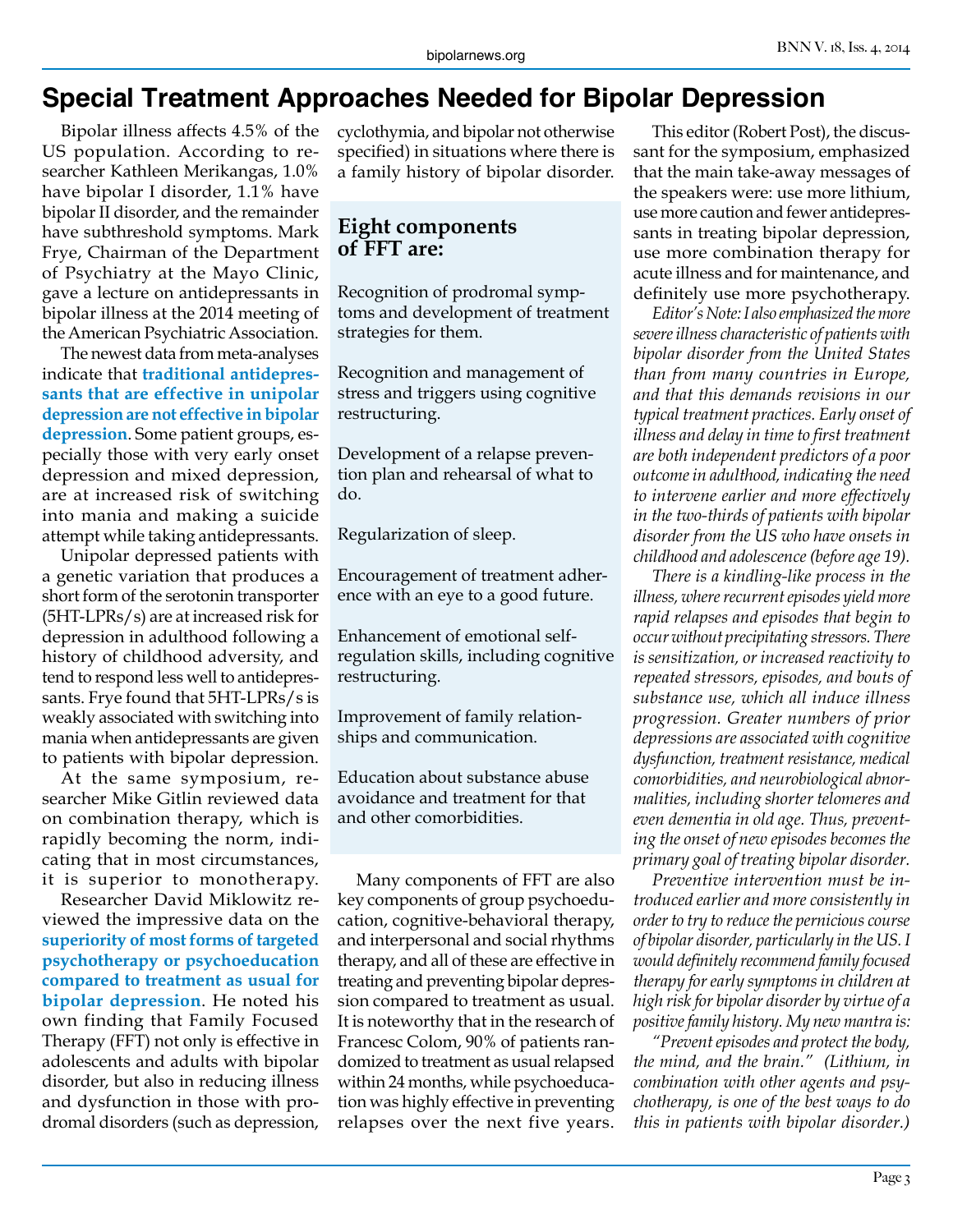# Special Treatment Approaches Needed for Bipolar Depression

Bipolar illness affects 4.5% of the US population. According to researcher Kathleen Merikangas, 1.0% have bipolar I disorder, 1.1% have bipolar II disorder, and the remainder have subthreshold symptoms. Mark Frye, Chairman of the Department of Psychiatry at the Mayo Clinic, gave a lecture on antidepressants in bipolar illness at the 2014 meeting of the American Psychiatric Association.

The newest data from meta-analyses indicate that **traditional antidepressants that are effective in unipolar depression are not effective in bipolar depression**. Some patient groups, especially those with very early onset depression and mixed depression, are at increased risk of switching into mania and making a suicide attempt while taking antidepressants.

Unipolar depressed patients with a genetic variation that produces a short form of the serotonin transporter (5HT-LPRs/s) are at increased risk for depression in adulthood following a history of childhood adversity, and tend to respond less well to antidepressants. Frye found that 5HT-LPRs/s is weakly associated with switching into mania when antidepressants are given to patients with bipolar depression.

At the same symposium, researcher Mike Gitlin reviewed data on combination therapy, which is rapidly becoming the norm, indicating that in most circumstances, it is superior to monotherapy.

Researcher David Miklowitz reviewed the impressive data on the **superiority of most forms of targeted psychotherapy or psychoeducation compared to treatment as usual for bipolar depression**. He noted his own finding that Family Focused Therapy (FFT) not only is effective in adolescents and adults with bipolar disorder, but also in reducing illness and dysfunction in those with prodromal disorders (such as depression, cyclothymia, and bipolar not otherwise specified) in situations where there is a family history of bipolar disorder.

## Eight components of FFT are:

Recognition of prodromal symptoms and development of treatment strategies for them.

Recognition and management of stress and triggers using cognitive restructuring.

Development of a relapse prevention plan and rehearsal of what to do.

Regularization of sleep.

Encouragement of treatment adherence with an eye to a good future.

Enhancement of emotional self-regulation skills, including cognitive restructuring.

Improvement of family relationships and communication.

Education about substance abuse avoidance and treatment for that and other comorbidities.

Many components of FFT are also key components of group psychoeducation, cognitive-behavioral therapy, and interpersonal and social rhythms therapy, and all of these are effective in treating and preventing bipolar depression compared to treatment as usual. It is noteworthy that in the research of Francesc Colom, 90% of patients randomized to treatment as usual relapsed within 24 months, while psychoeducation was highly effective in preventing relapses over the next five years.

This editor (Robert Post), the discussant for the symposium, emphasized that the main take-away messages of the speakers were: use more lithium, use more caution and fewer antidepressants in treating bipolar depression, use more combination therapy for acute illness and for maintenance, and definitely use more psychotherapy.

*Editor's Note: I also emphasized the more severe illness characteristic of patients with bipolar disorder from the United States than from many countries in Europe, and that this demands revisions in our typical treatment practices. Early onset of illness and delay in time to first treatment are both independent predictors of a poor outcome in adulthood, indicating the need to intervene earlier and more effectively in the two-thirds of patients with bipolar disorder from the US who have onsets in childhood and adolescence (before age 19).*

*There is a kindling-like process in the illness, where recurrent episodes yield more rapid relapses and episodes that begin to occur without precipitating stressors. There is sensitization, or increased reactivity to repeated stressors, episodes, and bouts of substance use, which all induce illness progression. Greater numbers of prior depressions are associated with cognitive dysfunction, treatment resistance, medical comorbidities, and neurobiological abnormalities, including shorter telomeres and even dementia in old age. Thus, preventing the onset of new episodes becomes the primary goal of treating bipolar disorder.*

*Preventive intervention must be introduced earlier and more consistently in order to try to reduce the pernicious course of bipolar disorder, particularly in the US. I would definitely recommend family focused therapy for early symptoms in children at high risk for bipolar disorder by virtue of a positive family history. My new mantra is:*

*"Prevent episodes and protect the body, the mind, and the brain." (Lithium, in combination with other agents and psychotherapy, is one of the best ways to do this in patients with bipolar disorder.)*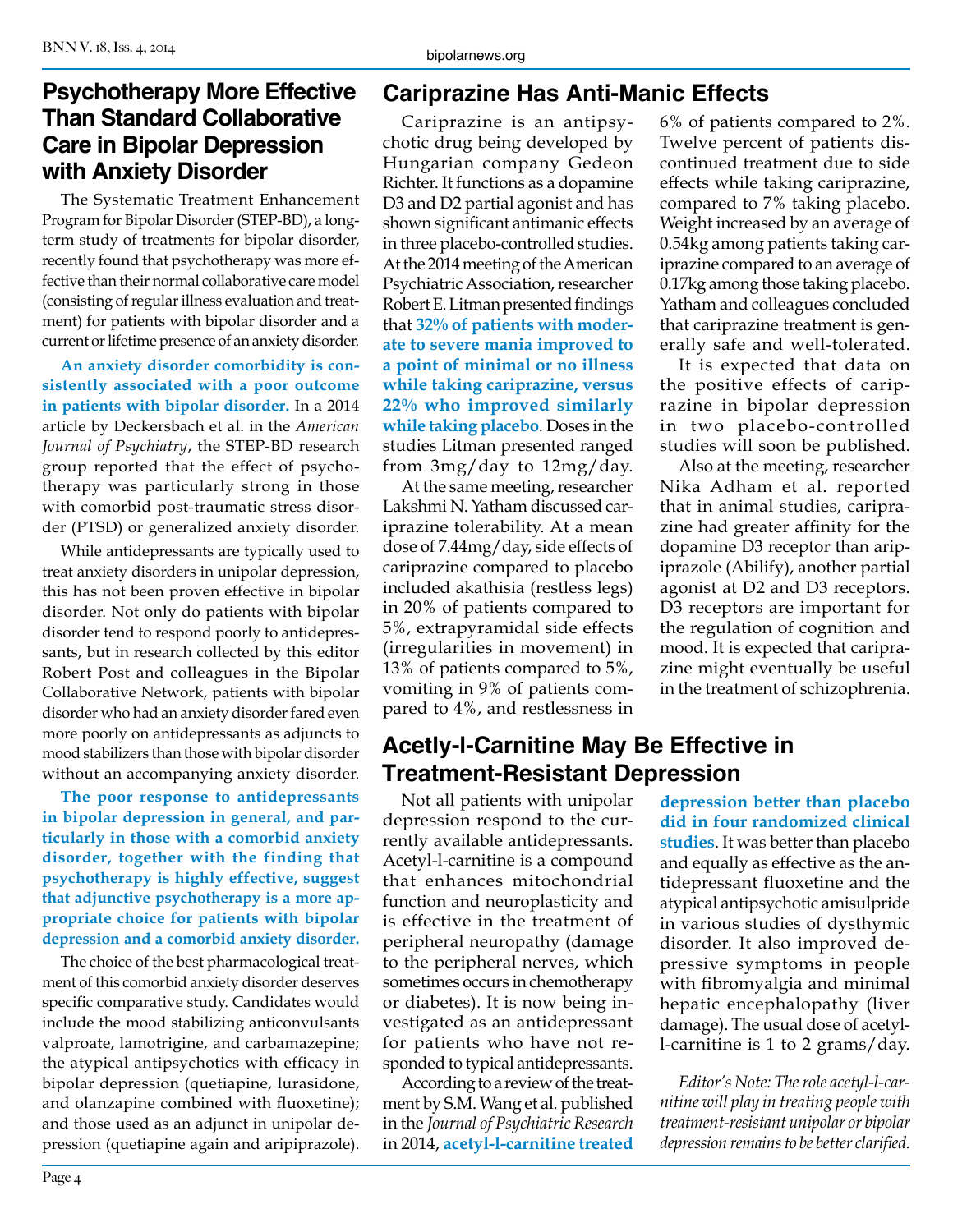## Psychotherapy More Effective Than Standard Collaborative Care in Bipolar Depression with Anxiety Disorder

The Systematic Treatment Enhancement Program for Bipolar Disorder (STEP-BD), a long-term study of treatments for bipolar disorder, recently found that psychotherapy was more effective than their normal collaborative care model (consisting of regular illness evaluation and treatment) for patients with bipolar disorder and a current or lifetime presence of an anxiety disorder.

**An anxiety disorder comorbidity is consistently associated with a poor outcome in patients with bipolar disorder.** In a 2014 article by Deckersbach et al. in the *American Journal of Psychiatry*, the STEP-BD research group reported that the effect of psychotherapy was particularly strong in those with comorbid post-traumatic stress disorder (PTSD) or generalized anxiety disorder.

While antidepressants are typically used to treat anxiety disorders in unipolar depression, this has not been proven effective in bipolar disorder. Not only do patients with bipolar disorder tend to respond poorly to antidepressants, but in research collected by this editor Robert Post and colleagues in the Bipolar Collaborative Network, patients with bipolar disorder who had an anxiety disorder fared even more poorly on antidepressants as adjuncts to mood stabilizers than those with bipolar disorder without an accompanying anxiety disorder.

**The poor response to antidepressants in bipolar depression in general, and particularly in those with a comorbid anxiety disorder, together with the finding that psychotherapy is highly effective, suggest that adjunctive psychotherapy is a more appropriate choice for patients with bipolar depression and a comorbid anxiety disorder.**

The choice of the best pharmacological treatment of this comorbid anxiety disorder deserves specific comparative study. Candidates would include the mood stabilizing anticonvulsants valproate, lamotrigine, and carbamazepine; the atypical antipsychotics with efficacy in bipolar depression (quetiapine, lurasidone, and olanzapine combined with fluoxetine); and those used as an adjunct in unipolar depression (quetiapine again and aripiprazole).

## Cariprazine Has Anti-Manic Effects

Cariprazine is an antipsychotic drug being developed by Hungarian company Gedeon Richter. It functions as a dopamine D3 and D2 partial agonist and has shown significant antimanic effects in three placebo-controlled studies. At the 2014 meeting of the American Psychiatric Association, researcher Robert E. Litman presented findings that **32% of patients with moderate to severe mania improved to a point of minimal or no illness while taking cariprazine, versus 22% who improved similarly while taking placebo**. Doses in the studies Litman presented ranged from 3mg/day to 12mg/day.

At the same meeting, researcher Lakshmi N. Yatham discussed cariprazine tolerability. At a mean dose of 7.44mg/day, side effects of cariprazine compared to placebo included akathisia (restless legs) in 20% of patients compared to 5%, extrapyramidal side effects (irregularities in movement) in 13% of patients compared to 5%, vomiting in 9% of patients compared to 4%, and restlessness in 6% of patients compared to 2%. Twelve percent of patients discontinued treatment due to side effects while taking cariprazine, compared to 7% taking placebo. Weight increased by an average of 0.54kg among patients taking cariprazine compared to an average of 0.17kg among those taking placebo. Yatham and colleagues concluded that cariprazine treatment is generally safe and well-tolerated.

It is expected that data on the positive effects of cariprazine in bipolar depression in two placebo-controlled studies will soon be published.

Also at the meeting, researcher Nika Adham et al. reported that in animal studies, cariprazine had greater affinity for the dopamine D3 receptor than aripiprazole (Abilify), another partial agonist at D2 and D3 receptors. D3 receptors are important for the regulation of cognition and mood. It is expected that cariprazine might eventually be useful in the treatment of schizophrenia.

## Acetly-l-Carnitine May Be Effective in Treatment-Resistant Depression

Not all patients with unipolar depression respond to the currently available antidepressants. Acetyl-l-carnitine is a compound that enhances mitochondrial function and neuroplasticity and is effective in the treatment of peripheral neuropathy (damage to the peripheral nerves, which sometimes occurs in chemotherapy or diabetes). It is now being investigated as an antidepressant for patients who have not responded to typical antidepressants.

According to a review of the treatment by S.M. Wang et al. published in the *Journal of Psychiatric Research* in 2014, **acetyl-l-carnitine treated depression better than placebo did in four randomized clinical studies**. It was better than placebo and equally as effective as the antidepressant fluoxetine and the atypical antipsychotic amisulpride in various studies of dysthymic disorder. It also improved depressive symptoms in people with fibromyalgia and minimal hepatic encephalopathy (liver damage). The usual dose of acetyl-l-carnitine is 1 to 2 grams/day.

*Editor's Note: The role acetyl-l-carnitine will play in treating people with treatment-resistant unipolar or bipolar depression remains to be better clarified.*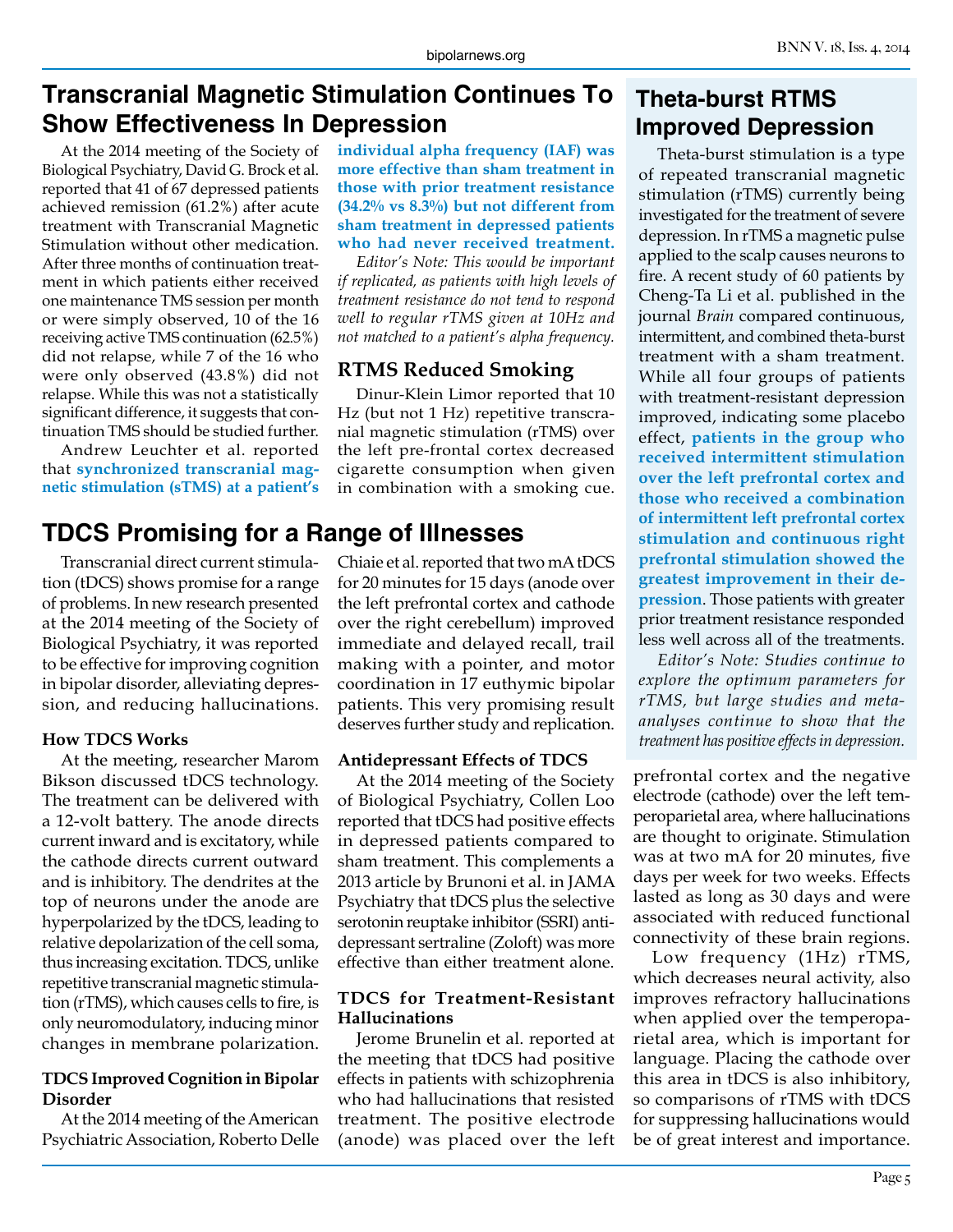## Transcranial Magnetic Stimulation Continues To Show Effectiveness In Depression

At the 2014 meeting of the Society of Biological Psychiatry, David G. Brock et al. reported that 41 of 67 depressed patients achieved remission (61.2%) after acute treatment with Transcranial Magnetic Stimulation without other medication. After three months of continuation treatment in which patients either received one maintenance TMS session per month or were simply observed, 10 of the 16 receiving active TMS continuation (62.5%) did not relapse, while 7 of the 16 who were only observed (43.8%) did not relapse. While this was not a statistically significant difference, it suggests that continuation TMS should be studied further.

Andrew Leuchter et al. reported that **synchronized transcranial magnetic stimulation (sTMS) at a patient's individual alpha frequency (IAF) was more effective than sham treatment in those with prior treatment resistance (34.2% vs 8.3%) but not different from sham treatment in depressed patients who had never received treatment.**

*Editor's Note: This would be important if replicated, as patients with high levels of treatment resistance do not tend to respond well to regular rTMS given at 10Hz and not matched to a patient's alpha frequency.*

### RTMS Reduced Smoking

Dinur-Klein Limor reported that 10 Hz (but not 1 Hz) repetitive transcranial magnetic stimulation (rTMS) over the left pre-frontal cortex decreased cigarette consumption when given in combination with a smoking cue.

## Theta-burst RTMS Improved Depression

Theta-burst stimulation is a type of repeated transcranial magnetic stimulation (rTMS) currently being investigated for the treatment of severe depression. In rTMS a magnetic pulse applied to the scalp causes neurons to fire. A recent study of 60 patients by Cheng-Ta Li et al. published in the journal *Brain* compared continuous, intermittent, and combined theta-burst treatment with a sham treatment. While all four groups of patients with treatment-resistant depression improved, indicating some placebo effect, **patients in the group who received intermittent stimulation over the left prefrontal cortex and those who received a combination of intermittent left prefrontal cortex stimulation and continuous right prefrontal stimulation showed the greatest improvement in their depression**. Those patients with greater prior treatment resistance responded less well across all of the treatments.

*Editor's Note: Studies continue to explore the optimum parameters for rTMS, but large studies and meta-analyses continue to show that the treatment has positive effects in depression.*

## TDCS Promising for a Range of Illnesses

Transcranial direct current stimulation (tDCS) shows promise for a range of problems. In new research presented at the 2014 meeting of the Society of Biological Psychiatry, it was reported to be effective for improving cognition in bipolar disorder, alleviating depression, and reducing hallucinations.

### How TDCS Works

At the meeting, researcher Marom Bikson discussed tDCS technology. The treatment can be delivered with a 12-volt battery. The anode directs current inward and is excitatory, while the cathode directs current outward and is inhibitory. The dendrites at the top of neurons under the anode are hyperpolarized by the tDCS, leading to relative depolarization of the cell soma, thus increasing excitation. TDCS, unlike repetitive transcranial magnetic stimulation (rTMS), which causes cells to fire, is only neuromodulatory, inducing minor changes in membrane polarization.

### TDCS Improved Cognition in Bipolar Disorder

At the 2014 meeting of the American Psychiatric Association, Roberto Delle Chiaie et al. reported that two mA tDCS for 20 minutes for 15 days (anode over the left prefrontal cortex and cathode over the right cerebellum) improved immediate and delayed recall, trail making with a pointer, and motor coordination in 17 euthymic bipolar patients. This very promising result deserves further study and replication.

### Antidepressant Effects of TDCS

At the 2014 meeting of the Society of Biological Psychiatry, Collen Loo reported that tDCS had positive effects in depressed patients compared to sham treatment. This complements a 2013 article by Brunoni et al. in JAMA Psychiatry that tDCS plus the selective serotonin reuptake inhibitor (SSRI) antidepressant sertraline (Zoloft) was more effective than either treatment alone.

### TDCS for Treatment-Resistant Hallucinations

Jerome Brunelin et al. reported at the meeting that tDCS had positive effects in patients with schizophrenia who had hallucinations that resisted treatment. The positive electrode (anode) was placed over the left prefrontal cortex and the negative electrode (cathode) over the left temperoparietal area, where hallucinations are thought to originate. Stimulation was at two mA for 20 minutes, five days per week for two weeks. Effects lasted as long as 30 days and were associated with reduced functional connectivity of these brain regions.

Low frequency (1Hz) rTMS, which decreases neural activity, also improves refractory hallucinations when applied over the temperoparietal area, which is important for language. Placing the cathode over this area in tDCS is also inhibitory, so comparisons of rTMS with tDCS for suppressing hallucinations would be of great interest and importance.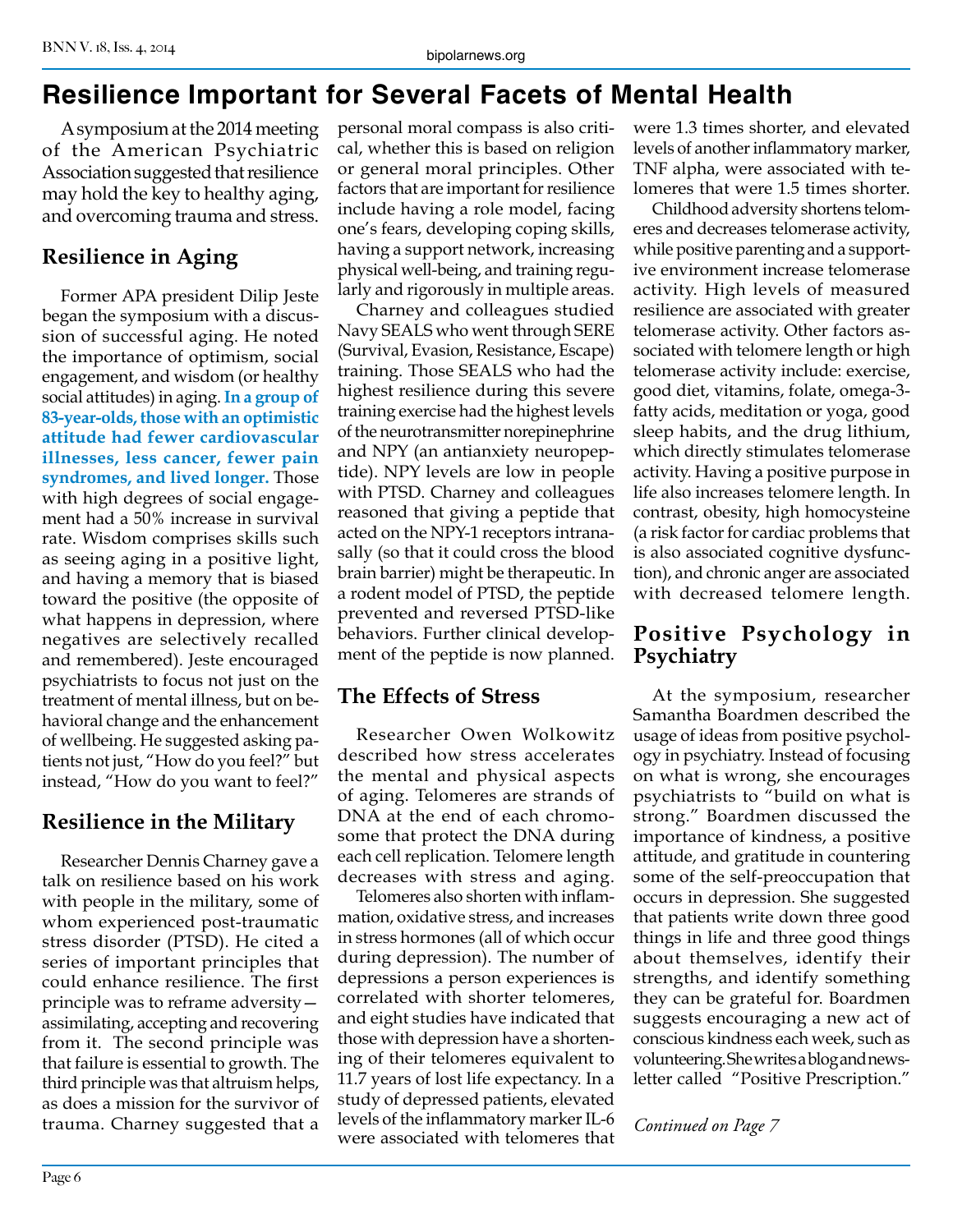# Resilience Important for Several Facets of Mental Health

A symposium at the 2014 meeting of the American Psychiatric Association suggested that resilience may hold the key to healthy aging, and overcoming trauma and stress.

## Resilience in Aging

Former APA president Dilip Jeste began the symposium with a discussion of successful aging. He noted the importance of optimism, social engagement, and wisdom (or healthy social attitudes) in aging. **In a group of 83-year-olds, those with an optimistic attitude had fewer cardiovascular illnesses, less cancer, fewer pain syndromes, and lived longer.** Those with high degrees of social engagement had a 50% increase in survival rate. Wisdom comprises skills such as seeing aging in a positive light, and having a memory that is biased toward the positive (the opposite of what happens in depression, where negatives are selectively recalled and remembered). Jeste encouraged psychiatrists to focus not just on the treatment of mental illness, but on behavioral change and the enhancement of wellbeing. He suggested asking patients not just, "How do you feel?" but instead, "How do you want to feel?"

## Resilience in the Military

Researcher Dennis Charney gave a talk on resilience based on his work with people in the military, some of whom experienced post-traumatic stress disorder (PTSD). He cited a series of important principles that could enhance resilience. The first principle was to reframe adversity—assimilating, accepting and recovering from it. The second principle was that failure is essential to growth. The third principle was that altruism helps, as does a mission for the survivor of trauma. Charney suggested that a personal moral compass is also critical, whether this is based on religion or general moral principles. Other factors that are important for resilience include having a role model, facing one's fears, developing coping skills, having a support network, increasing physical well-being, and training regularly and rigorously in multiple areas.

Charney and colleagues studied Navy SEALS who went through SERE (Survival, Evasion, Resistance, Escape) training. Those SEALS who had the highest resilience during this severe training exercise had the highest levels of the neurotransmitter norepinephrine and NPY (an antianxiety neuropeptide). NPY levels are low in people with PTSD. Charney and colleagues reasoned that giving a peptide that acted on the NPY-1 receptors intranasally (so that it could cross the blood brain barrier) might be therapeutic. In a rodent model of PTSD, the peptide prevented and reversed PTSD-like behaviors. Further clinical development of the peptide is now planned.

## The Effects of Stress

Researcher Owen Wolkowitz described how stress accelerates the mental and physical aspects of aging. Telomeres are strands of DNA at the end of each chromosome that protect the DNA during each cell replication. Telomere length decreases with stress and aging.

Telomeres also shorten with inflammation, oxidative stress, and increases in stress hormones (all of which occur during depression). The number of depressions a person experiences is correlated with shorter telomeres, and eight studies have indicated that those with depression have a shortening of their telomeres equivalent to 11.7 years of lost life expectancy. In a study of depressed patients, elevated levels of the inflammatory marker IL-6 were associated with telomeres that were 1.3 times shorter, and elevated levels of another inflammatory marker, TNF alpha, were associated with telomeres that were 1.5 times shorter.

Childhood adversity shortens telomeres and decreases telomerase activity, while positive parenting and a supportive environment increase telomerase activity. High levels of measured resilience are associated with greater telomerase activity. Other factors associated with telomere length or high telomerase activity include: exercise, good diet, vitamins, folate, omega-3-fatty acids, meditation or yoga, good sleep habits, and the drug lithium, which directly stimulates telomerase activity. Having a positive purpose in life also increases telomere length. In contrast, obesity, high homocysteine (a risk factor for cardiac problems that is also associated cognitive dysfunction), and chronic anger are associated with decreased telomere length.

## Positive Psychology in Psychiatry

At the symposium, researcher Samantha Boardmen described the usage of ideas from positive psychology in psychiatry. Instead of focusing on what is wrong, she encourages psychiatrists to "build on what is strong." Boardmen discussed the importance of kindness, a positive attitude, and gratitude in countering some of the self-preoccupation that occurs in depression. She suggested that patients write down three good things in life and three good things about themselves, identify their strengths, and identify something they can be grateful for. Boardmen suggests encouraging a new act of conscious kindness each week, such as volunteering. She writes a blog and newsletter called "Positive Prescription."

*Continued on Page 7*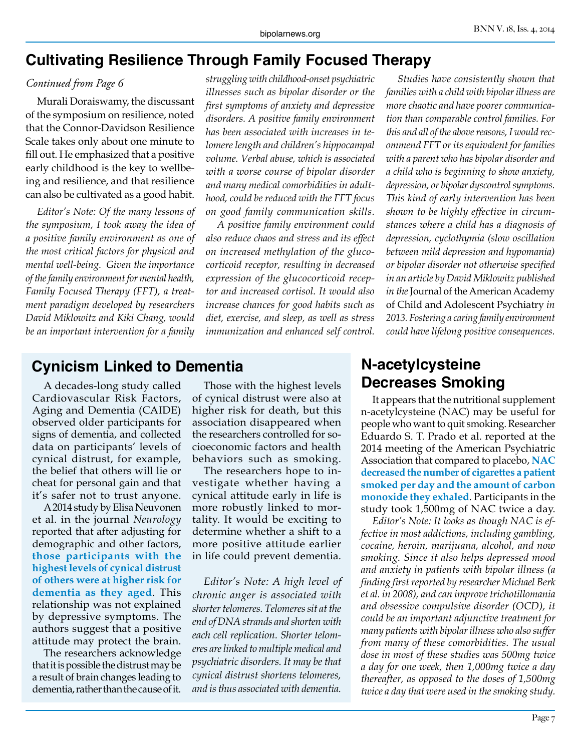## Cultivating Resilience Through Family Focused Therapy

*Continued from Page 6*

Murali Doraiswamy, the discussant of the symposium on resilience, noted that the Connor-Davidson Resilience Scale takes only about one minute to fill out. He emphasized that a positive early childhood is the key to wellbeing and resilience, and that resilience can also be cultivated as a good habit.

*Editor's Note: Of the many lessons of the symposium, I took away the idea of a positive family environment as one of the most critical factors for physical and mental well-being. Given the importance of the family environment for mental health, Family Focused Therapy (FFT), a treatment paradigm developed by researchers David Miklowitz and Kiki Chang, would be an important intervention for a family struggling with childhood-onset psychiatric illnesses such as bipolar disorder or the first symptoms of anxiety and depressive disorders. A positive family environment has been associated with increases in telomere length and children's hippocampal volume. Verbal abuse, which is associated with a worse course of bipolar disorder and many medical comorbidities in adulthood, could be reduced with the FFT focus on good family communication skills.*

*A positive family environment could also reduce chaos and stress and its effect on increased methylation of the glucocorticoid receptor, resulting in decreased expression of the glucocorticoid receptor and increased cortisol. It would also increase chances for good habits such as diet, exercise, and sleep, as well as stress immunization and enhanced self control.*

*Studies have consistently shown that families with a child with bipolar illness are more chaotic and have poorer communication than comparable control families. For this and all of the above reasons, I would recommend FFT or its equivalent for families with a parent who has bipolar disorder and a child who is beginning to show anxiety, depression, or bipolar dyscontrol symptoms. This kind of early intervention has been shown to be highly effective in circumstances where a child has a diagnosis of depression, cyclothymia (slow oscillation between mild depression and hypomania) or bipolar disorder not otherwise specified in an article by David Miklowitz published in the* Journal of the American Academy of Child and Adolescent Psychiatry *in 2013. Fostering a caring family environment could have lifelong positive consequences.*

## Cynicism Linked to Dementia

A decades-long study called Cardiovascular Risk Factors, Aging and Dementia (CAIDE) observed older participants for signs of dementia, and collected data on participants' levels of cynical distrust, for example, the belief that others will lie or cheat for personal gain and that it's safer not to trust anyone.

A 2014 study by Elisa Neuvonen et al. in the journal *Neurology* reported that after adjusting for demographic and other factors, **those participants with the highest levels of cynical distrust of others were at higher risk for dementia as they aged**. This relationship was not explained by depressive symptoms. The authors suggest that a positive attitude may protect the brain.

The researchers acknowledge that it is possible the distrust may be a result of brain changes leading to dementia, rather than the cause of it.

Those with the highest levels of cynical distrust were also at higher risk for death, but this association disappeared when the researchers controlled for socioeconomic factors and health behaviors such as smoking.

The researchers hope to investigate whether having a cynical attitude early in life is more robustly linked to mortality. It would be exciting to determine whether a shift to a more positive attitude earlier in life could prevent dementia.

*Editor's Note: A high level of chronic anger is associated with shorter telomeres. Telomeres sit at the end of DNA strands and shorten with each cell replication. Shorter telomeres are linked to multiple medical and psychiatric disorders. It may be that cynical distrust shortens telomeres, and is thus associated with dementia.*

## N-acetylcysteine Decreases Smoking

It appears that the nutritional supplement n-acetylcysteine (NAC) may be useful for people who want to quit smoking. Researcher Eduardo S. T. Prado et al. reported at the 2014 meeting of the American Psychiatric Association that compared to placebo, **NAC decreased the number of cigarettes a patient smoked per day and the amount of carbon monoxide they exhaled**. Participants in the study took 1,500mg of NAC twice a day.

*Editor's Note: It looks as though NAC is effective in most addictions, including gambling, cocaine, heroin, marijuana, alcohol, and now smoking. Since it also helps depressed mood and anxiety in patients with bipolar illness (a finding first reported by researcher Michael Berk et al. in 2008), and can improve trichotillomania and obsessive compulsive disorder (OCD), it could be an important adjunctive treatment for many patients with bipolar illness who also suffer from many of these comorbidities. The usual dose in most of these studies was 500mg twice a day for one week, then 1,000mg twice a day thereafter, as opposed to the doses of 1,500mg twice a day that were used in the smoking study.*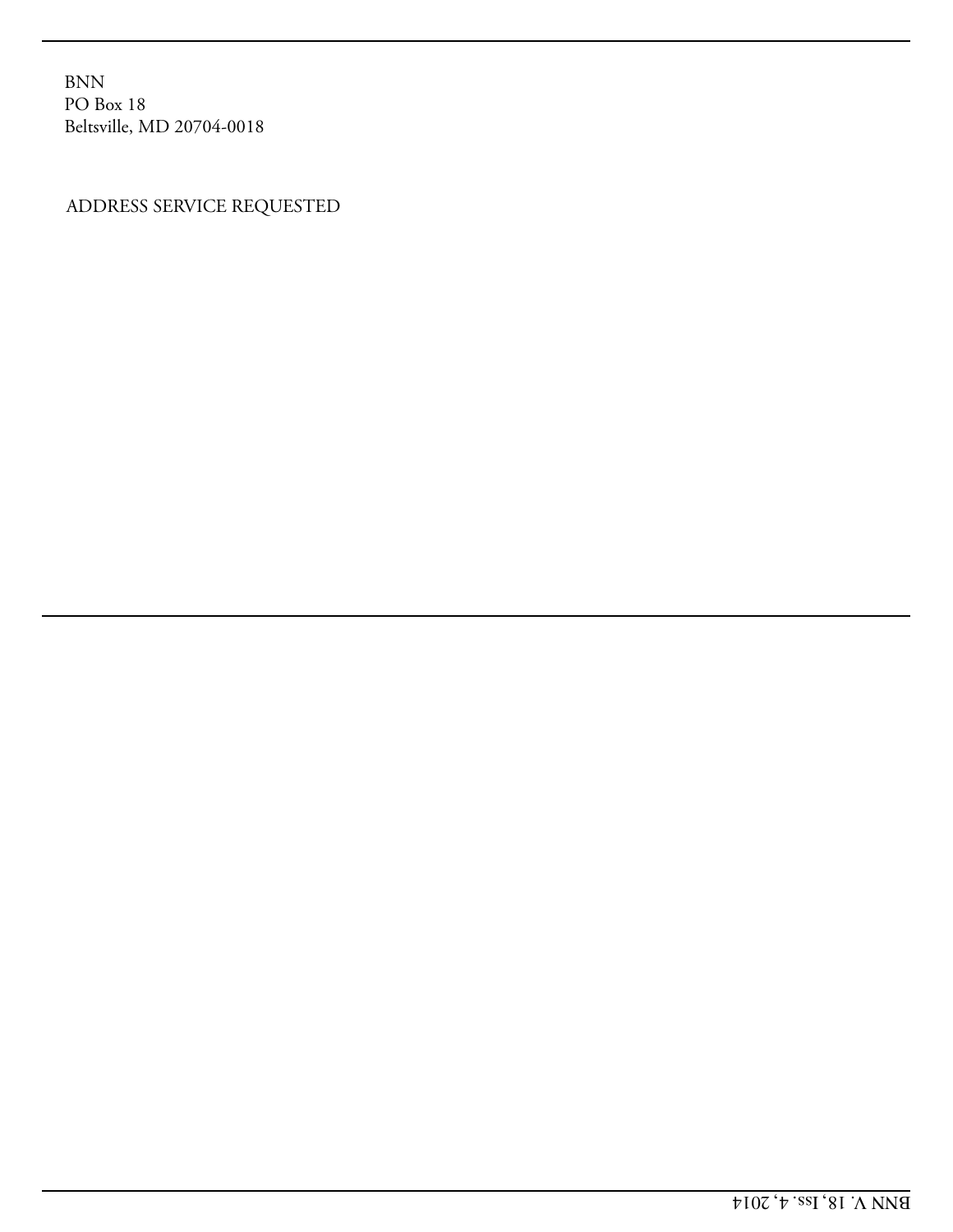BNN
PO Box 18
Beltsville, MD 20704-0018

ADDRESS SERVICE REQUESTED